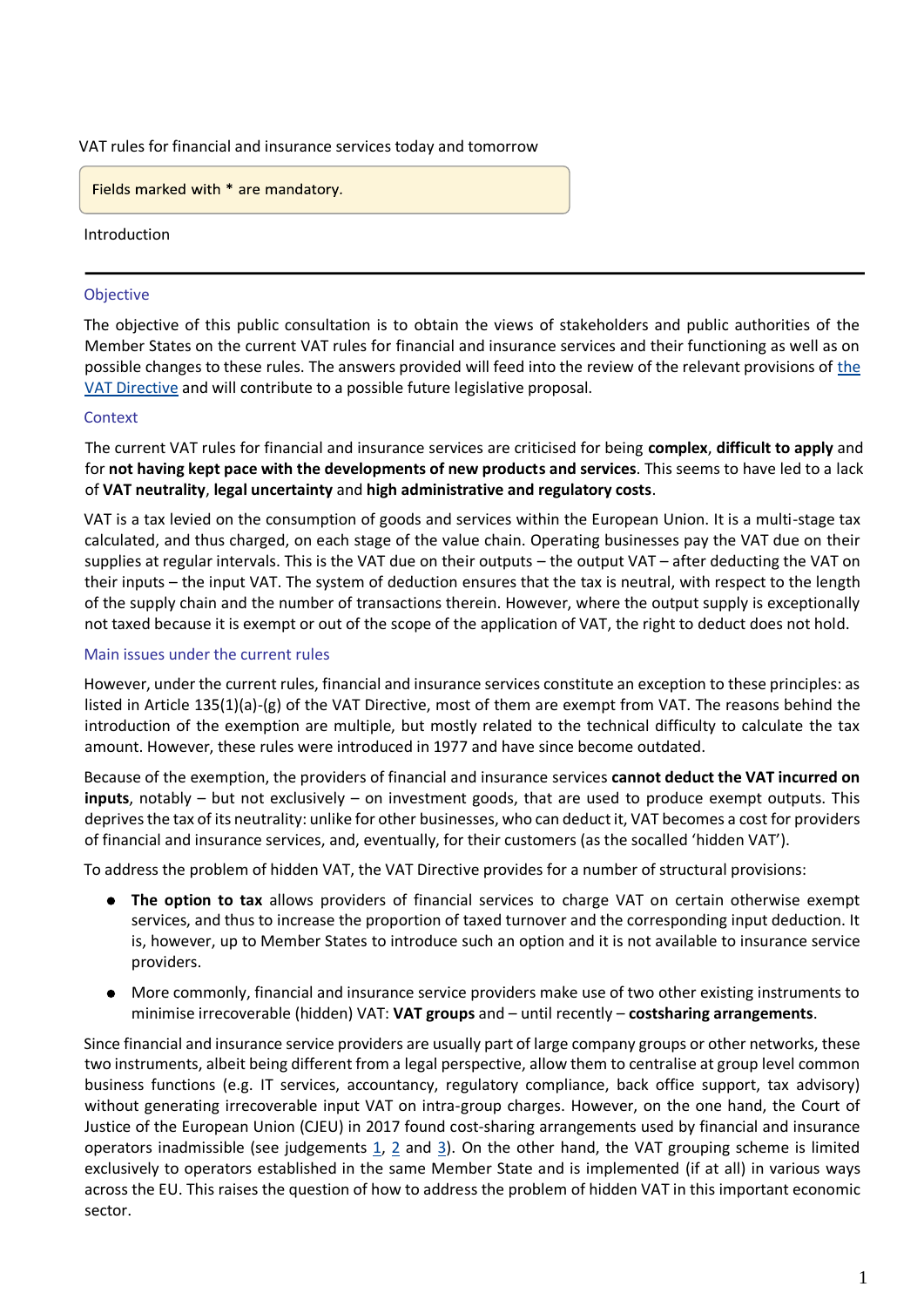VAT rules for financial and insurance services today and tomorrow

Fields marked with * are mandatory.

Introduction

## Objective

The objective of this public consultation is to obtain the views of stakeholders and public authorities of the Member States on the current VAT rules for financial and insurance services and their functioning as well as on possible changes to these rules. The answers provided will feed into the review of the relevant provisions of the VAT Directive and will contribute to a possible future legislative proposal.

## Context

The current VAT rules for financial and insurance services are criticised for being **complex**, **difficult to apply** and for **not having kept pace with the developments of new products and services**. This seems to have led to a lack of **VAT neutrality**, **legal uncertainty** and **high administrative and regulatory costs**.

VAT is a tax levied on the consumption of goods and services within the European Union. It is a multi-stage tax calculated, and thus charged, on each stage of the value chain. Operating businesses pay the VAT due on their supplies at regular intervals. This is the VAT due on their outputs – the output VAT – after deducting the VAT on their inputs – the input VAT. The system of deduction ensures that the tax is neutral, with respect to the length of the supply chain and the number of transactions therein. However, where the output supply is exceptionally not taxed because it is exempt or out of the scope of the application of VAT, the right to deduct does not hold.

## Main issues under the current rules

However, under the current rules, financial and insurance services constitute an exception to these principles: as listed in Article 135(1)(a)-(g) of the VAT Directive, most of them are exempt from VAT. The reasons behind the introduction of the exemption are multiple, but mostly related to the technical difficulty to calculate the tax amount. However, these rules were introduced in 1977 and have since become outdated.

Because of the exemption, the providers of financial and insurance services **cannot deduct the VAT incurred on inputs**, notably – but not exclusively – on investment goods, that are used to produce exempt outputs. This deprives the tax of its neutrality: unlike for other businesses, who can deduct it, VAT becomes a cost for providers of financial and insurance services, and, eventually, for their customers (as the socalled 'hidden VAT').

To address the problem of hidden VAT, the VAT Directive provides for a number of structural provisions:

- **The option to tax** allows providers of financial services to charge VAT on certain otherwise exempt services, and thus to increase the proportion of taxed turnover and the corresponding input deduction. It is, however, up to Member States to introduce such an option and it is not available to insurance service providers.
- More commonly, financial and insurance service providers make use of two other existing instruments to minimise irrecoverable (hidden) VAT: **VAT groups** and – until recently – **costsharing arrangements**.

Since financial and insurance service providers are usually part of large company groups or other networks, these two instruments, albeit being different from a legal perspective, allow them to centralise at group level common business functions (e.g. IT services, accountancy, regulatory compliance, back office support, tax advisory) without generating irrecoverable input VAT on intra-group charges. However, on the one hand, the Court of Justice of the European Union (CJEU) in 2017 found cost-sharing arrangements used by financial and insurance operators inadmissible (see judgements 1, 2 and 3). On the other hand, the VAT grouping scheme is limited exclusively to operators established in the same Member State and is implemented (if at all) in various ways across the EU. This raises the question of how to address the problem of hidden VAT in this important economic sector.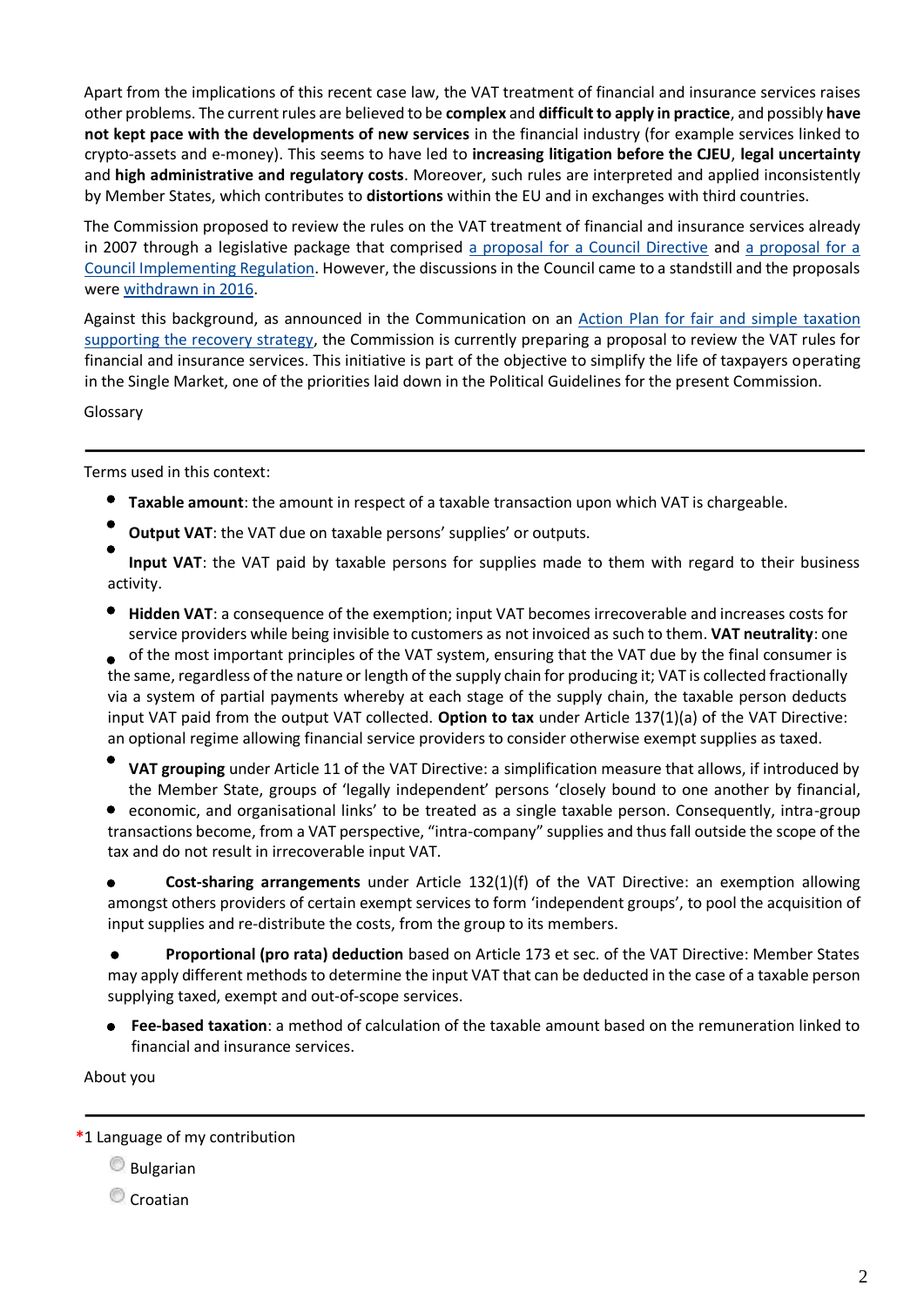Apart from the implications of this recent case law, the VAT treatment of financial and insurance services raises other problems. The current rules are believed to be **complex** and **difficult to apply in practice**, and possibly **have not kept pace with the developments of new services** in the financial industry (for example services linked to crypto-assets and e-money). This seems to have led to **increasing litigation before the CJEU**, **legal uncertainty** and **high administrative and regulatory costs**. Moreover, such rules are interpreted and applied inconsistently by Member States, which contributes to **distortions** within the EU and in exchanges with third countries.

The Commission proposed to review the rules on the VAT treatment of financial and insurance services already in 2007 through a legislative package that comprised a proposal for a Council Directive and a proposal for a Council Implementing Regulation. However, the discussions in the Council came to a standstill and the proposals were withdrawn in 2016.

Against this background, as announced in the Communication on an Action Plan for fair and simple taxation supporting the recovery strategy, the Commission is currently preparing a proposal to review the VAT rules for financial and insurance services. This initiative is part of the objective to simplify the life of taxpayers operating in the Single Market, one of the priorities laid down in the Political Guidelines for the present Commission.

## Glossary

Terms used in this context:

- **Taxable amount**: the amount in respect of a taxable transaction upon which VAT is chargeable.
- **Output VAT**: the VAT due on taxable persons' supplies' or outputs.
- **Input VAT**: the VAT paid by taxable persons for supplies made to them with regard to their business activity.
- **Hidden VAT**: a consequence of the exemption; input VAT becomes irrecoverable and increases costs for service providers while being invisible to customers as not invoiced as such to them.
- **VAT neutrality**: one of the most important principles of the VAT system, ensuring that the VAT due by the final consumer is the same, regardless of the nature or length of the supply chain for producing it; VAT is collected fractionally via a system of partial payments whereby at each stage of the supply chain, the taxable person deducts input VAT paid from the output VAT collected.
- **Option to tax** under Article 137(1)(a) of the VAT Directive: an optional regime allowing financial service providers to consider otherwise exempt supplies as taxed.
- **VAT grouping** under Article 11 of the VAT Directive: a simplification measure that allows, if introduced by the Member State, groups of 'legally independent' persons 'closely bound to one another by financial, economic, and organisational links' to be treated as a single taxable person. Consequently, intra-group transactions become, from a VAT perspective, "intra-company" supplies and thus fall outside the scope of the tax and do not result in irrecoverable input VAT.
- **Cost-sharing arrangements** under Article 132(1)(f) of the VAT Directive: an exemption allowing amongst others providers of certain exempt services to form 'independent groups', to pool the acquisition of input supplies and re-distribute the costs, from the group to its members.
- **Proportional (pro rata) deduction** based on Article 173 et sec. of the VAT Directive: Member States may apply different methods to determine the input VAT that can be deducted in the case of a taxable person supplying taxed, exempt and out-of-scope services.
- **Fee-based taxation**: a method of calculation of the taxable amount based on the remuneration linked to financial and insurance services.

## About you

*1 Language of my contribution

- Bulgarian
- Croatian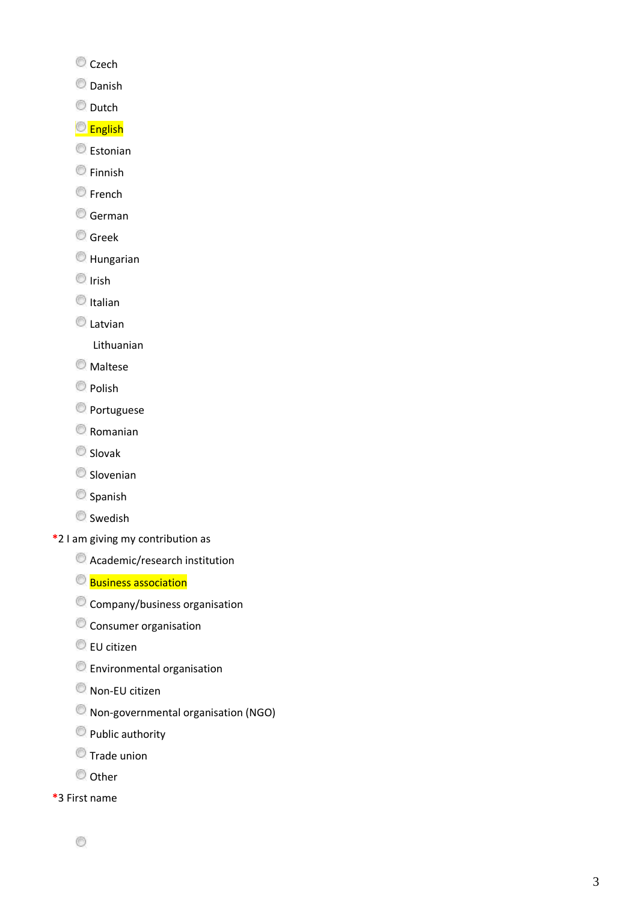- Czech
- Danish
- Dutch
- English
- Estonian
- Finnish
- French
- German
- Greek
- Hungarian
- Irish
- Italian
- Latvian
- Lithuanian
- Maltese
- Polish
- Portuguese
- Romanian
- Slovak
- Slovenian
- Spanish
- Swedish

*2 I am giving my contribution as

- Academic/research institution
- Business association
- Company/business organisation
- Consumer organisation
- EU citizen
- Environmental organisation
- Non-EU citizen
- Non-governmental organisation (NGO)
- Public authority
- Trade union
- Other

*3 First name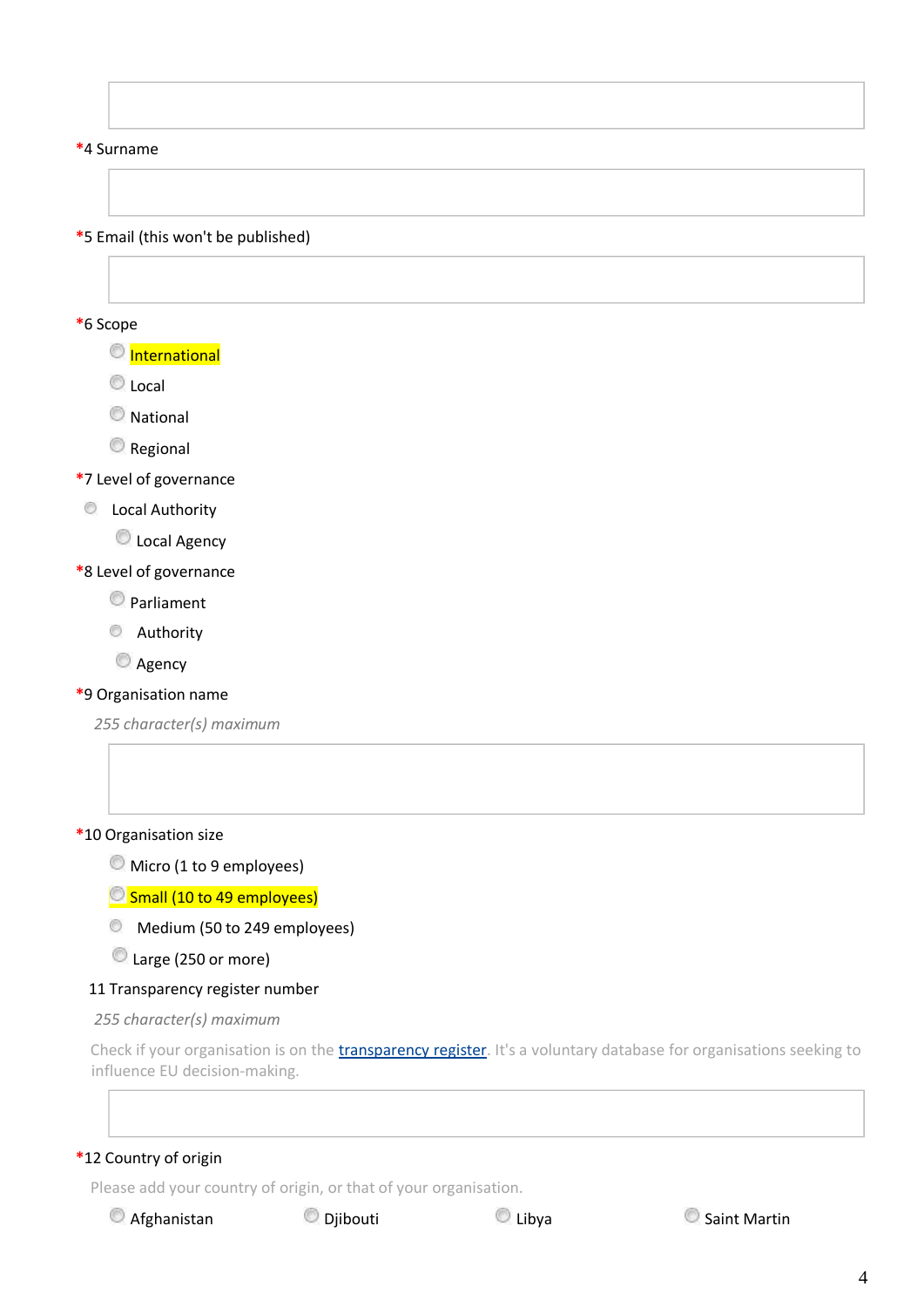*4 Surname

*5 Email (this won't be published)

*6 Scope

- International
- Local
- National
- Regional

*7 Level of governance

- Local Authority
- Local Agency

*8 Level of governance

- Parliament
- Authority
- Agency

*9 Organisation name

*255 character(s) maximum*

*10 Organisation size

- Micro (1 to 9 employees)
- Small (10 to 49 employees)
- Medium (50 to 249 employees)
- Large (250 or more)

11 Transparency register number

*255 character(s) maximum*

Check if your organisation is on the transparency register. It's a voluntary database for organisations seeking to influence EU decision-making.

*12 Country of origin

Please add your country of origin, or that of your organisation.

- Afghanistan
- Djibouti
- Libya
- Saint Martin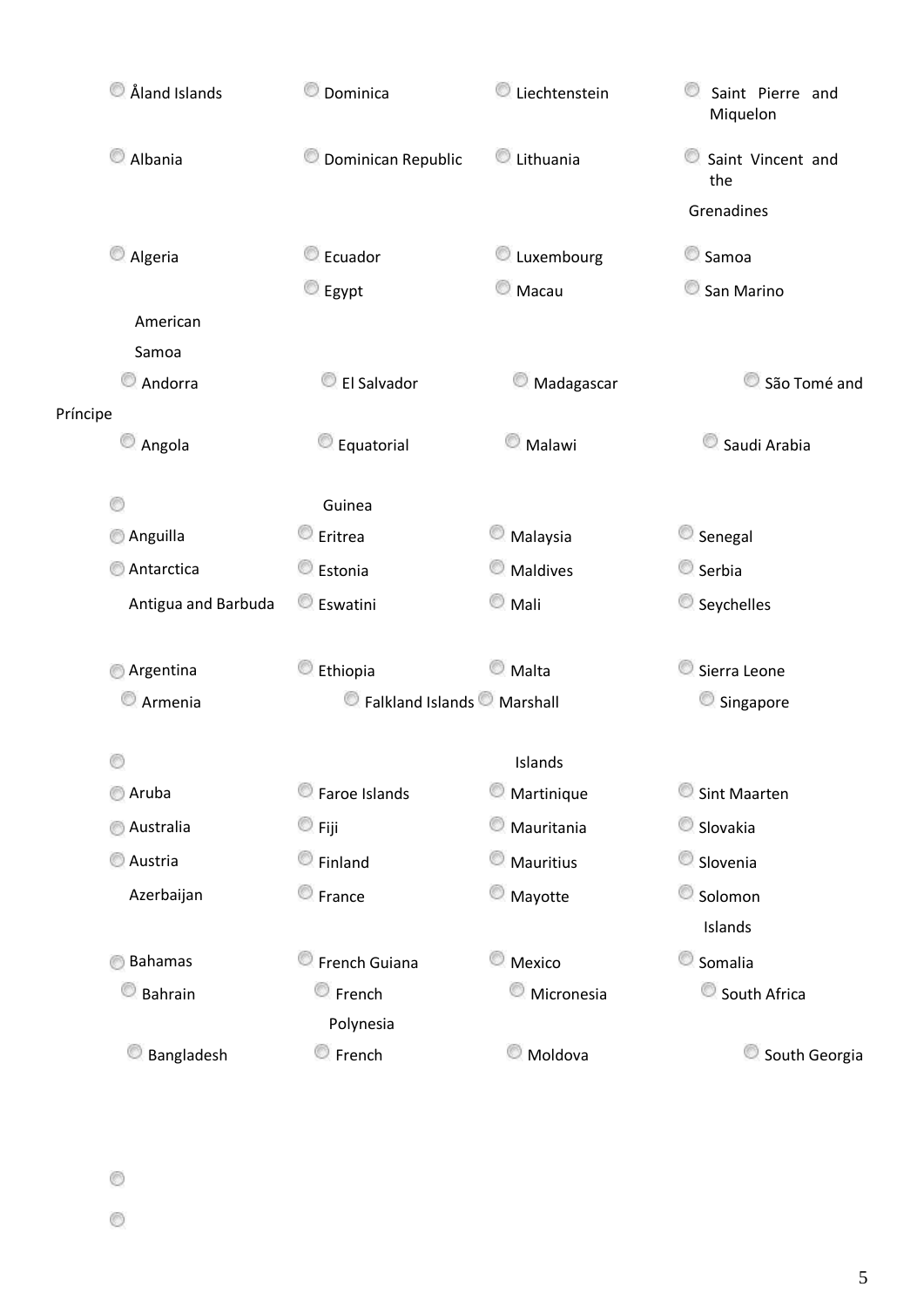- Åland Islands
- Albania
- Algeria
- American Samoa
- Andorra
- Angola
- Anguilla
- Antarctica
- Antigua and Barbuda
- Argentina
- Armenia
- Aruba
- Australia
- Austria
- Azerbaijan
- Bahamas
- Bahrain
- Bangladesh
- Dominica
- Dominican Republic
- Ecuador
- Egypt
- El Salvador
- Equatorial Guinea
- Eritrea
- Estonia
- Eswatini
- Ethiopia
- Falkland Islands
- Faroe Islands
- Fiji
- Finland
- France
- French Guiana
- French Polynesia
- French
- Liechtenstein
- Lithuania
- Luxembourg
- Macau
- Madagascar
- Malawi
- Malaysia
- Maldives
- Mali
- Malta
- Marshall Islands
- Martinique
- Mauritania
- Mauritius
- Mayotte
- Mexico
- Micronesia
- Moldova
- Saint Pierre and Miquelon
- Saint Vincent and the Grenadines
- Samoa
- San Marino
- São Tomé and Príncipe
- Saudi Arabia
- Senegal
- Serbia
- Seychelles
- Sierra Leone
- Singapore
- Sint Maarten
- Slovakia
- Slovenia
- Solomon Islands
- Somalia
- South Africa
- South Georgia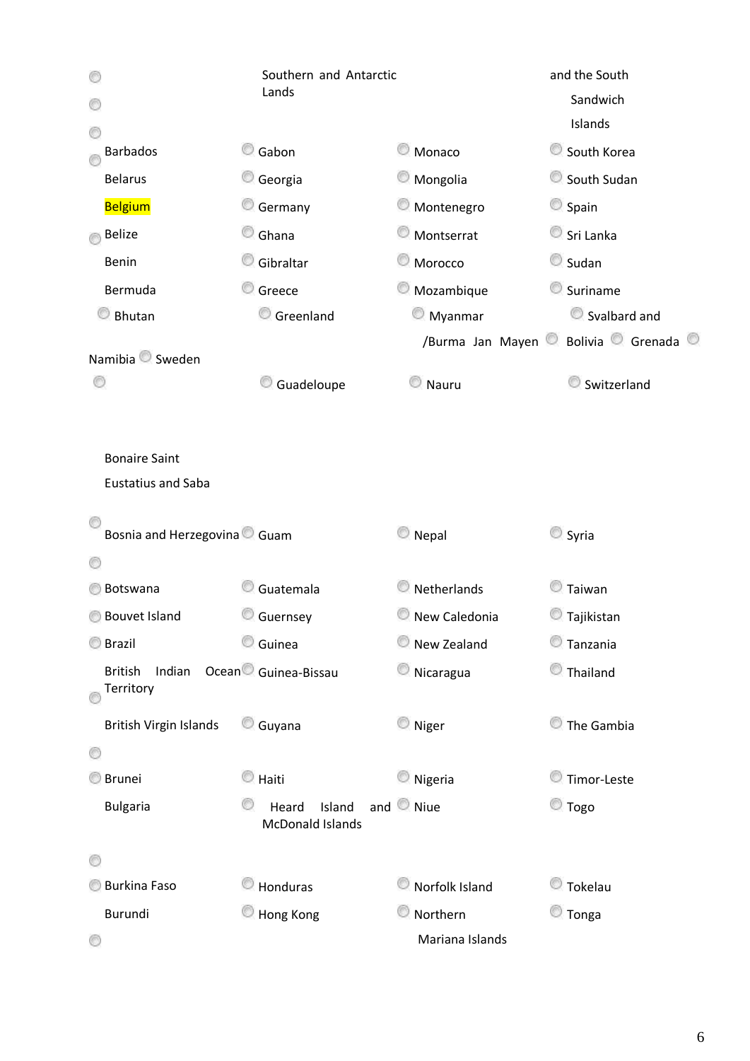Southern and Antarctic Lands

and the South Sandwich Islands

| | | | |
|---|---|---|---|
| Barbados | Gabon | Monaco | South Korea |
| Belarus | Georgia | Mongolia | South Sudan |
| Belgium | Germany | Montenegro | Spain |
| Belize | Ghana | Montserrat | Sri Lanka |
| Benin | Gibraltar | Morocco | Sudan |
| Bermuda | Greece | Mozambique | Suriname |
| Bhutan | Greenland | Myanmar /Burma | Svalbard and Jan Mayen |
| Bolivia | Grenada | Namibia | Sweden |
| Bonaire Saint Eustatius and Saba | Guadeloupe | Nauru | Switzerland |
| Bosnia and Herzegovina | Guam | Nepal | Syria |
| Botswana | Guatemala | Netherlands | Taiwan |
| Bouvet Island | Guernsey | New Caledonia | Tajikistan |
| Brazil | Guinea | New Zealand | Tanzania |
| British Indian Ocean Territory | Guinea-Bissau | Nicaragua | Thailand |
| British Virgin Islands | Guyana | Niger | The Gambia |
| Brunei | Haiti | Nigeria | Timor-Leste |
| Bulgaria | Heard Island and McDonald Islands | Niue | Togo |
| Burkina Faso | Honduras | Norfolk Island | Tokelau |
| Burundi | Hong Kong | Northern Mariana Islands | Tonga |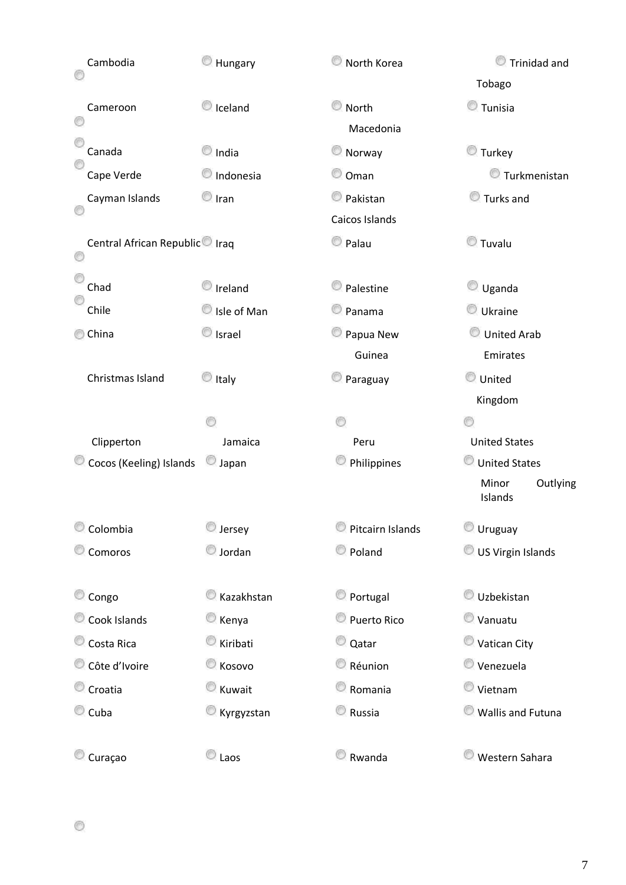- Cambodia
- Cameroon
- Canada
- Cape Verde
- Cayman Islands
- Central African Republic
- Chad
- Chile
- China
- Christmas Island
- Clipperton
- Cocos (Keeling) Islands
- Colombia
- Comoros
- Congo
- Cook Islands
- Costa Rica
- Côte d'Ivoire
- Croatia
- Cuba
- Curaçao
- Hungary
- Iceland
- India
- Indonesia
- Iran
- Iraq
- Ireland
- Isle of Man
- Israel
- Italy
- Jamaica
- Japan
- Jersey
- Jordan
- Kazakhstan
- Kenya
- Kiribati
- Kosovo
- Kuwait
- Kyrgyzstan
- Laos
- North Korea
- North Macedonia
- Norway
- Oman
- Pakistan
- Palau
- Palestine
- Panama
- Papua New Guinea
- Paraguay
- Peru
- Philippines
- Pitcairn Islands
- Poland
- Portugal
- Puerto Rico
- Qatar
- Réunion
- Romania
- Russia
- Rwanda
- Trinidad and Tobago
- Tunisia
- Turkey
- Turkmenistan
- Turks and Caicos Islands
- Tuvalu
- Uganda
- Ukraine
- United Arab Emirates
- United Kingdom
- United States
- United States Minor Outlying Islands
- Uruguay
- US Virgin Islands
- Uzbekistan
- Vanuatu
- Vatican City
- Venezuela
- Vietnam
- Wallis and Futuna
- Western Sahara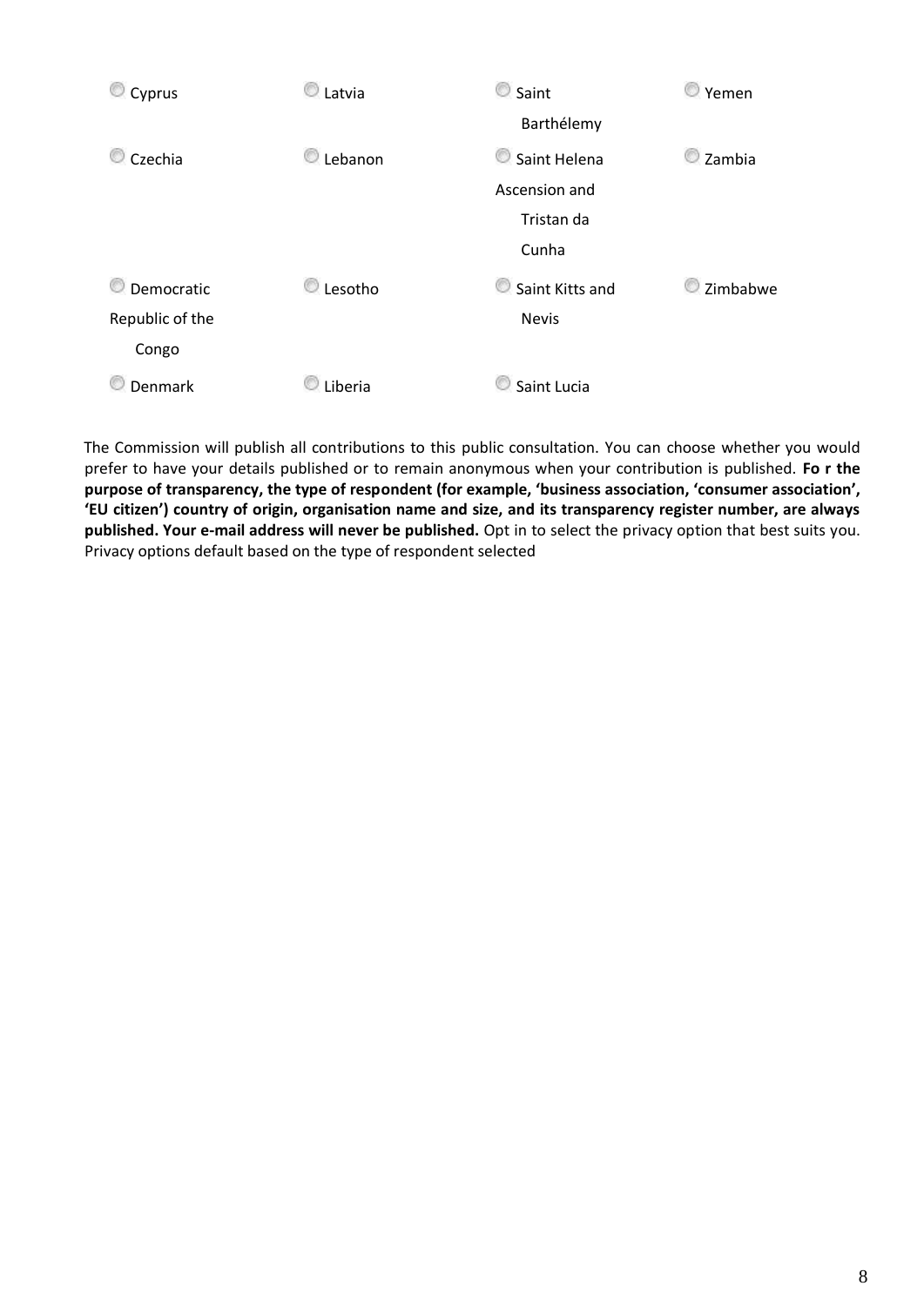| | | | |
|---|---|---|---|
| Cyprus | Latvia | Saint Barthélemy | Yemen |
| Czechia | Lebanon | Saint Helena Ascension and Tristan da Cunha | Zambia |
| Democratic Republic of the Congo | Lesotho | Saint Kitts and Nevis | Zimbabwe |
| Denmark | Liberia | Saint Lucia | |

The Commission will publish all contributions to this public consultation. You can choose whether you would prefer to have your details published or to remain anonymous when your contribution is published. **Fo r the purpose of transparency, the type of respondent (for example, 'business association, 'consumer association', 'EU citizen') country of origin, organisation name and size, and its transparency register number, are always published. Your e-mail address will never be published.** Opt in to select the privacy option that best suits you. Privacy options default based on the type of respondent selected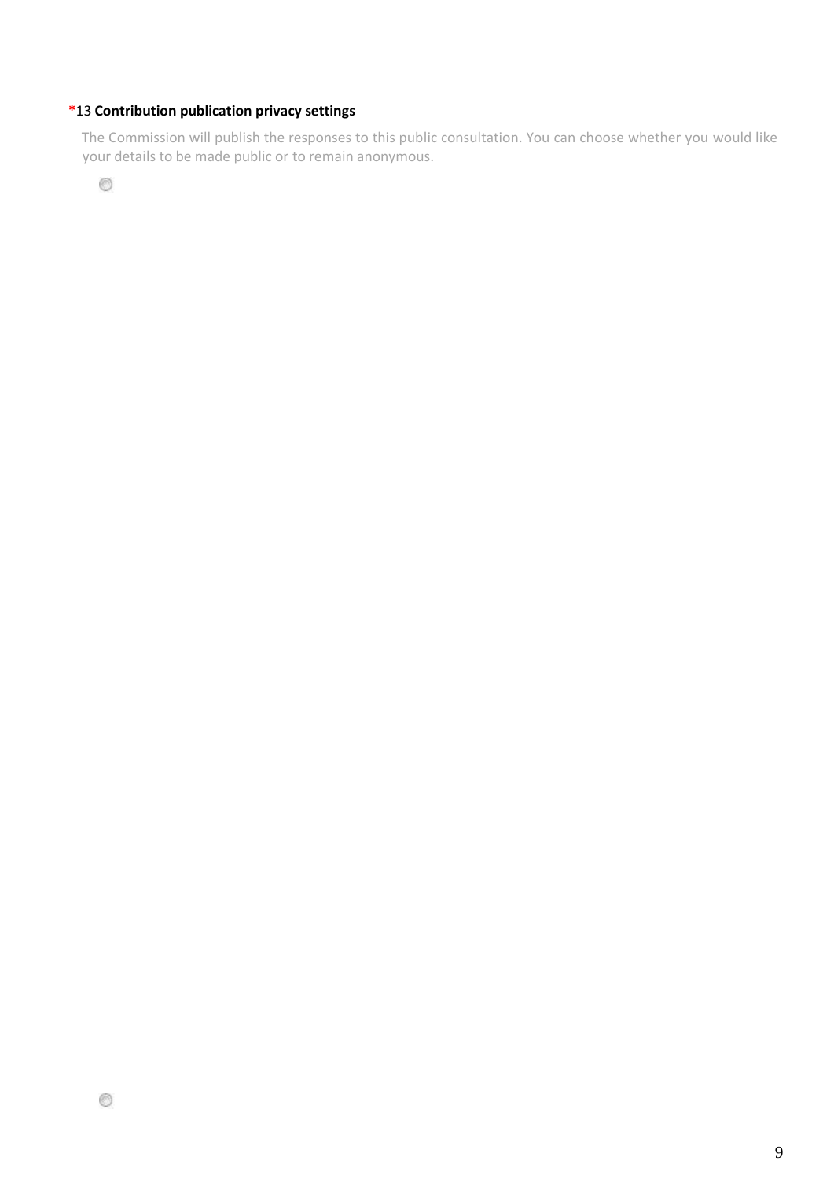***13 Contribution publication privacy settings**

The Commission will publish the responses to this public consultation. You can choose whether you would like your details to be made public or to remain anonymous.

- ○

- ○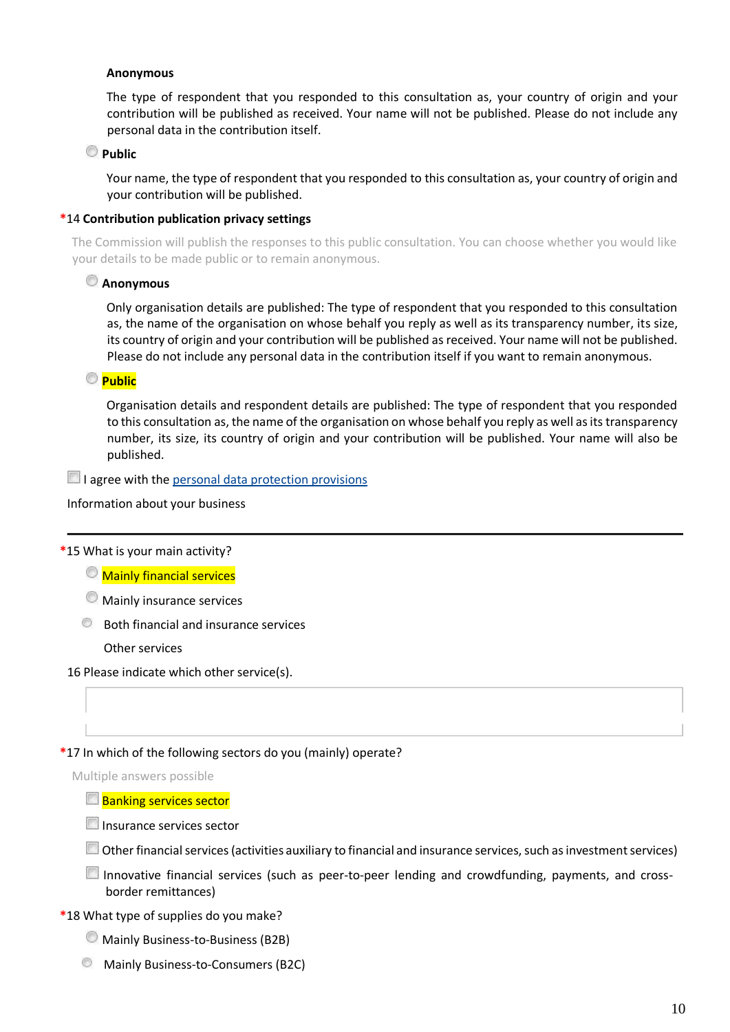**Anonymous**

The type of respondent that you responded to this consultation as, your country of origin and your contribution will be published as received. Your name will not be published. Please do not include any personal data in the contribution itself.

- **Public**

Your name, the type of respondent that you responded to this consultation as, your country of origin and your contribution will be published.

*14 **Contribution publication privacy settings**

The Commission will publish the responses to this public consultation. You can choose whether you would like your details to be made public or to remain anonymous.

- **Anonymous**

Only organisation details are published: The type of respondent that you responded to this consultation as, the name of the organisation on whose behalf you reply as well as its transparency number, its size, its country of origin and your contribution will be published as received. Your name will not be published. Please do not include any personal data in the contribution itself if you want to remain anonymous.

- **Public**

Organisation details and respondent details are published: The type of respondent that you responded to this consultation as, the name of the organisation on whose behalf you reply as well as its transparency number, its size, its country of origin and your contribution will be published. Your name will also be published.

- [ ] I agree with the personal data protection provisions

Information about your business

---

*15 What is your main activity?

- Mainly financial services
- Mainly insurance services
- Both financial and insurance services
- Other services

16 Please indicate which other service(s).

*17 In which of the following sectors do you (mainly) operate?

Multiple answers possible

- [ ] Banking services sector
- [ ] Insurance services sector
- [ ] Other financial services (activities auxiliary to financial and insurance services, such as investment services)
- [ ] Innovative financial services (such as peer-to-peer lending and crowdfunding, payments, and cross-border remittances)

*18 What type of supplies do you make?

- Mainly Business-to-Business (B2B)
- Mainly Business-to-Consumers (B2C)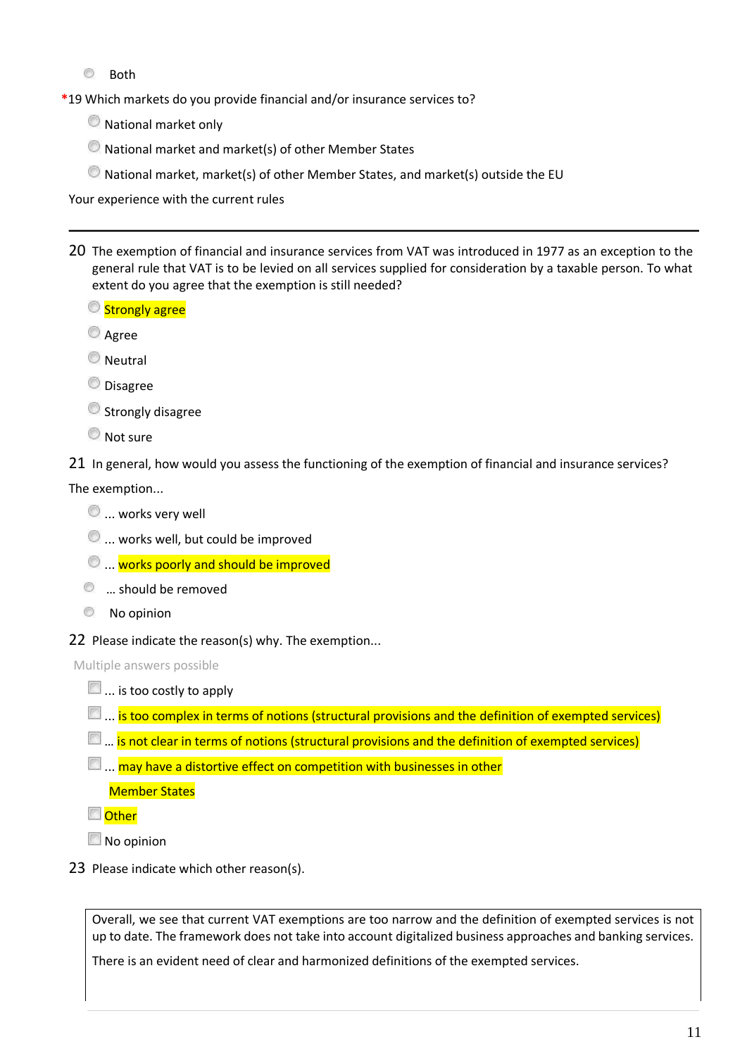- Both

*19 Which markets do you provide financial and/or insurance services to?

- National market only
- National market and market(s) of other Member States
- National market, market(s) of other Member States, and market(s) outside the EU

Your experience with the current rules

---

20 The exemption of financial and insurance services from VAT was introduced in 1977 as an exception to the general rule that VAT is to be levied on all services supplied for consideration by a taxable person. To what extent do you agree that the exemption is still needed?

- Strongly agree
- Agree
- Neutral
- Disagree
- Strongly disagree
- Not sure

21 In general, how would you assess the functioning of the exemption of financial and insurance services?

The exemption...

- ... works very well
- ... works well, but could be improved
- ... works poorly and should be improved
- ... should be removed
- No opinion

22 Please indicate the reason(s) why. The exemption...

Multiple answers possible

- ... is too costly to apply
- ... is too complex in terms of notions (structural provisions and the definition of exempted services)
- ... is not clear in terms of notions (structural provisions and the definition of exempted services)
- ... may have a distortive effect on competition with businesses in other Member States
- Other
- No opinion

23 Please indicate which other reason(s).

Overall, we see that current VAT exemptions are too narrow and the definition of exempted services is not up to date. The framework does not take into account digitalized business approaches and banking services.

There is an evident need of clear and harmonized definitions of the exempted services.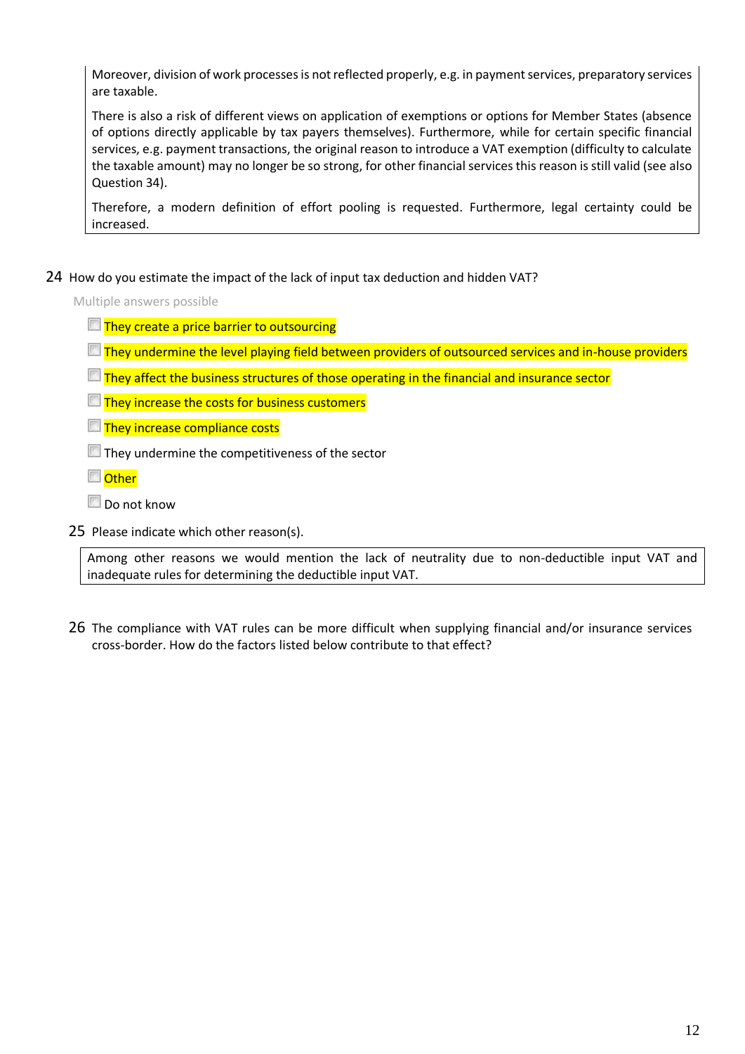Moreover, division of work processes is not reflected properly, e.g. in payment services, preparatory services are taxable.

There is also a risk of different views on application of exemptions or options for Member States (absence of options directly applicable by tax payers themselves). Furthermore, while for certain specific financial services, e.g. payment transactions, the original reason to introduce a VAT exemption (difficulty to calculate the taxable amount) may no longer be so strong, for other financial services this reason is still valid (see also Question 34).

Therefore, a modern definition of effort pooling is requested. Furthermore, legal certainty could be increased.

24 How do you estimate the impact of the lack of input tax deduction and hidden VAT?

Multiple answers possible

- [ ] They create a price barrier to outsourcing
- [ ] They undermine the level playing field between providers of outsourced services and in-house providers
- [ ] They affect the business structures of those operating in the financial and insurance sector
- [ ] They increase the costs for business customers
- [ ] They increase compliance costs
- [ ] They undermine the competitiveness of the sector
- [ ] Other
- [ ] Do not know

25 Please indicate which other reason(s).

Among other reasons we would mention the lack of neutrality due to non-deductible input VAT and inadequate rules for determining the deductible input VAT.

26 The compliance with VAT rules can be more difficult when supplying financial and/or insurance services cross-border. How do the factors listed below contribute to that effect?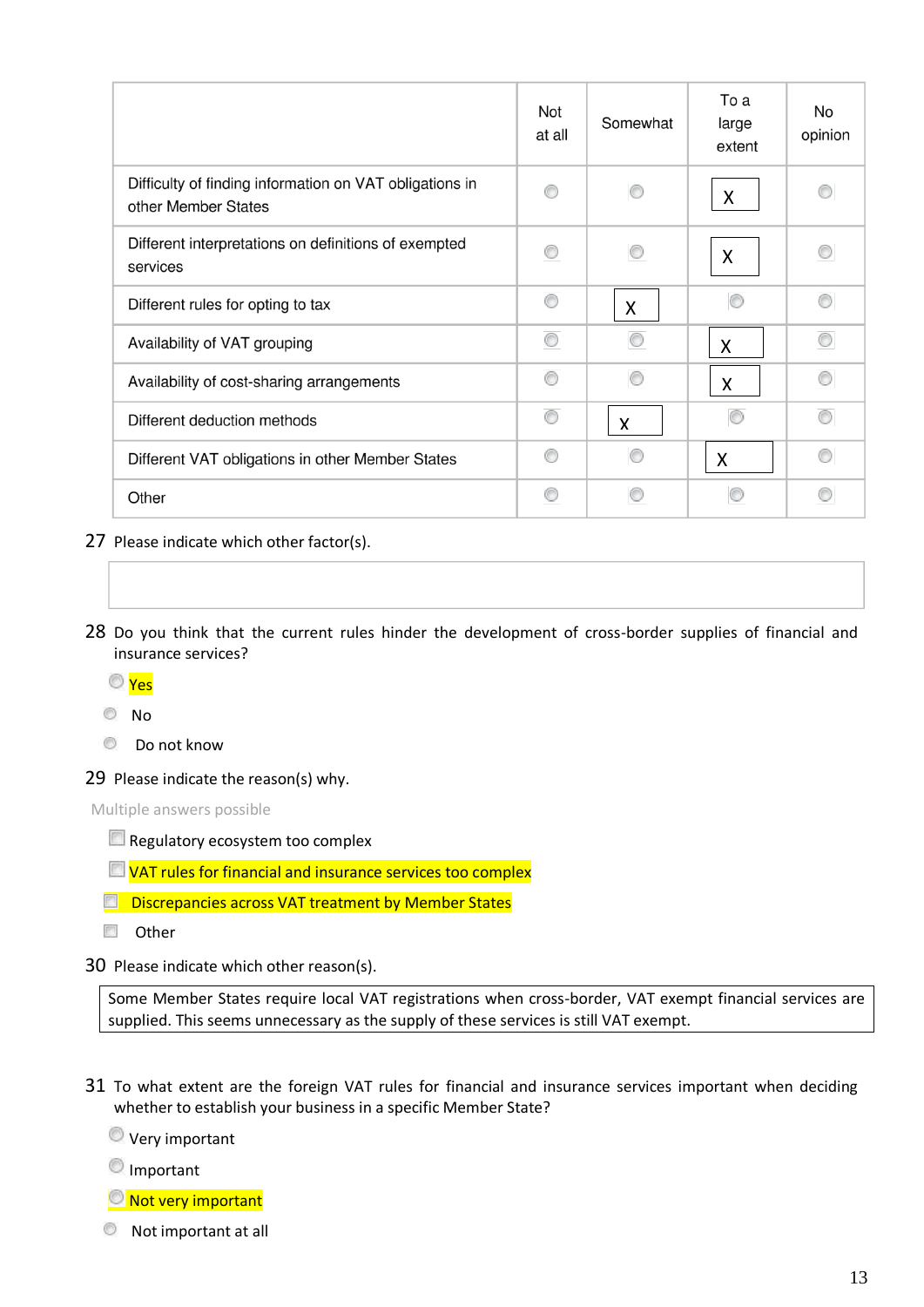| | Not at all | Somewhat | To a large extent | No opinion |
|---|---|---|---|---|
| Difficulty of finding information on VAT obligations in other Member States | | | X | |
| Different interpretations on definitions of exempted services | | | X | |
| Different rules for opting to tax | | X | | |
| Availability of VAT grouping | | | X | |
| Availability of cost-sharing arrangements | | | X | |
| Different deduction methods | | x | | |
| Different VAT obligations in other Member States | | | X | |
| Other | | | | |

27 Please indicate which other factor(s).

28 Do you think that the current rules hinder the development of cross-border supplies of financial and insurance services?

- Yes
- No
- Do not know

29 Please indicate the reason(s) why.

Multiple answers possible

- Regulatory ecosystem too complex
- VAT rules for financial and insurance services too complex
- Discrepancies across VAT treatment by Member States
- Other

30 Please indicate which other reason(s).

Some Member States require local VAT registrations when cross-border, VAT exempt financial services are supplied. This seems unnecessary as the supply of these services is still VAT exempt.

31 To what extent are the foreign VAT rules for financial and insurance services important when deciding whether to establish your business in a specific Member State?

- Very important
- Important
- Not very important
- Not important at all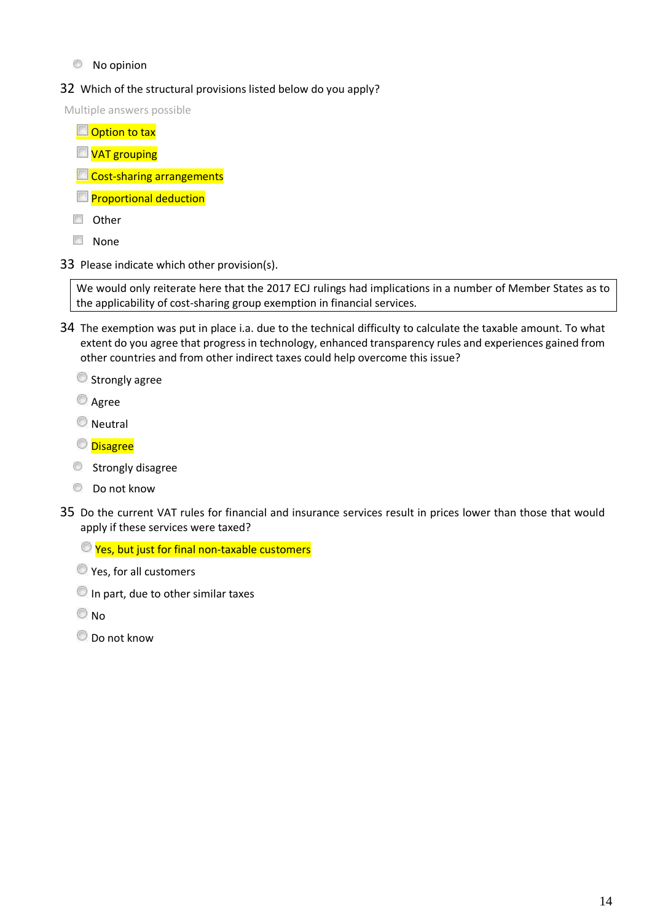- No opinion

32 Which of the structural provisions listed below do you apply?

Multiple answers possible

- Option to tax
- VAT grouping
- Cost-sharing arrangements
- Proportional deduction
- Other
- None

33 Please indicate which other provision(s).

> We would only reiterate here that the 2017 ECJ rulings had implications in a number of Member States as to the applicability of cost-sharing group exemption in financial services.

34 The exemption was put in place i.a. due to the technical difficulty to calculate the taxable amount. To what extent do you agree that progress in technology, enhanced transparency rules and experiences gained from other countries and from other indirect taxes could help overcome this issue?

- Strongly agree
- Agree
- Neutral
- Disagree
- Strongly disagree
- Do not know

35 Do the current VAT rules for financial and insurance services result in prices lower than those that would apply if these services were taxed?

- Yes, but just for final non-taxable customers
- Yes, for all customers
- In part, due to other similar taxes
- No
- Do not know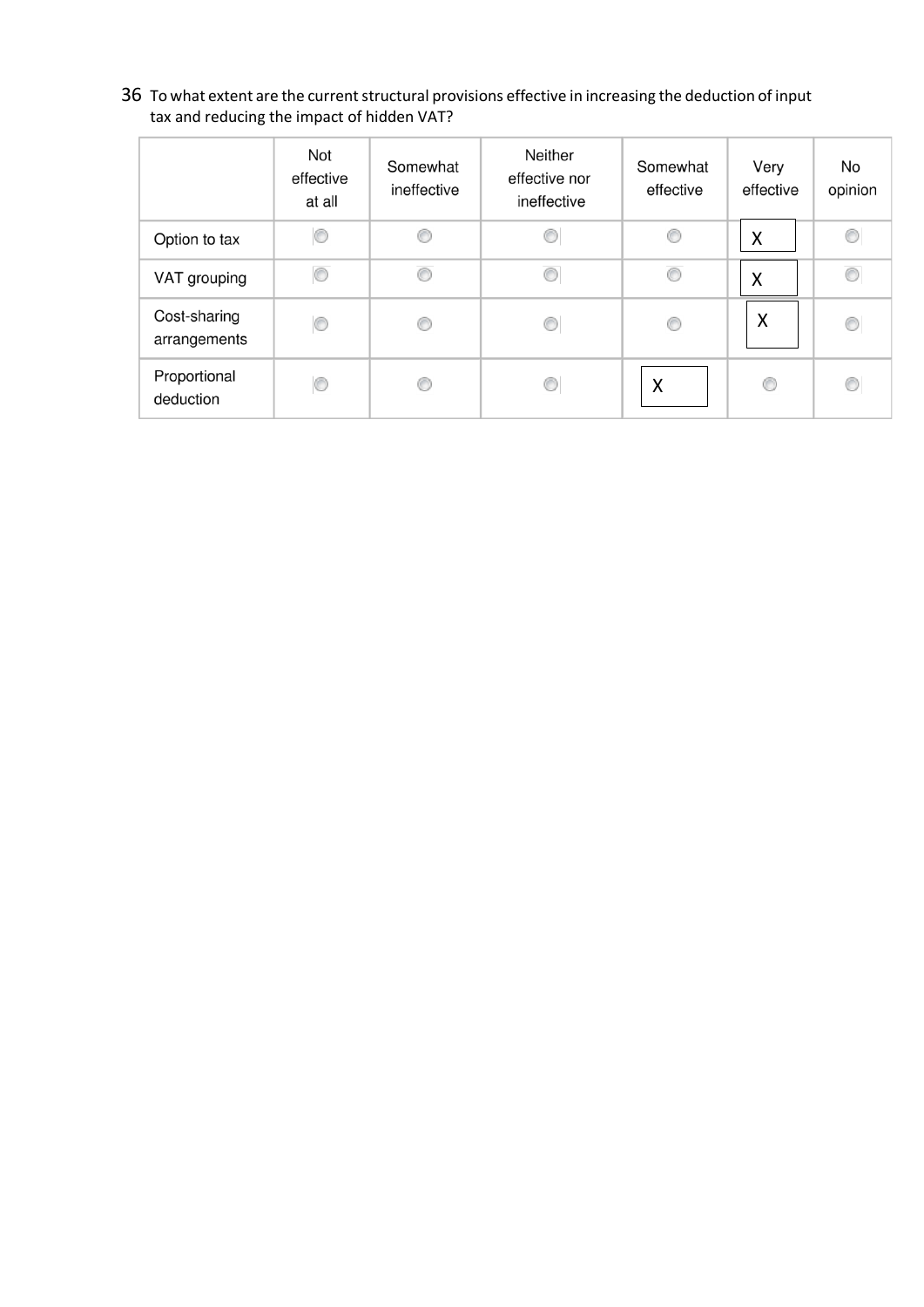36 To what extent are the current structural provisions effective in increasing the deduction of input tax and reducing the impact of hidden VAT?

| | Not effective at all | Somewhat ineffective | Neither effective nor ineffective | Somewhat effective | Very effective | No opinion |
|---|---|---|---|---|---|---|
| Option to tax | | | | | X | |
| VAT grouping | | | | | X | |
| Cost-sharing arrangements | | | | | X | |
| Proportional deduction | | | | X | | |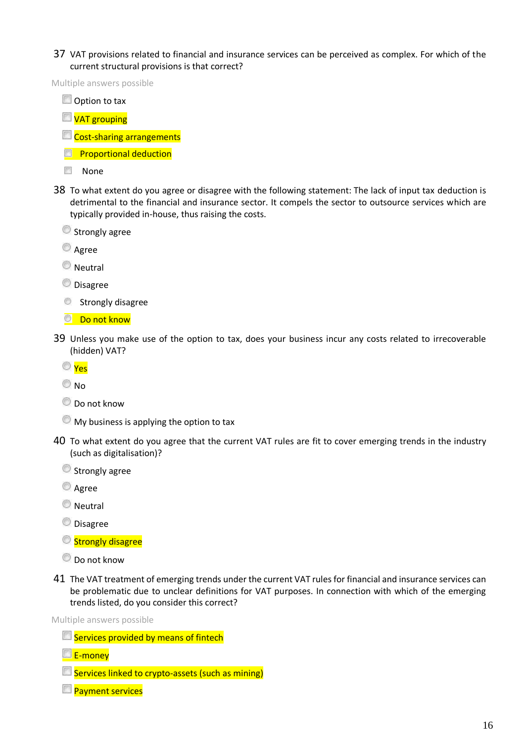37 VAT provisions related to financial and insurance services can be perceived as complex. For which of the current structural provisions is that correct?

Multiple answers possible

- ☐ Option to tax
- ☐ VAT grouping
- ☐ Cost-sharing arrangements
- ☐ Proportional deduction
- ☐ None

38 To what extent do you agree or disagree with the following statement: The lack of input tax deduction is detrimental to the financial and insurance sector. It compels the sector to outsource services which are typically provided in-house, thus raising the costs.

- ○ Strongly agree
- ○ Agree
- ○ Neutral
- ○ Disagree
- ○ Strongly disagree
- ○ Do not know

39 Unless you make use of the option to tax, does your business incur any costs related to irrecoverable (hidden) VAT?

- ○ Yes
- ○ No
- ○ Do not know
- ○ My business is applying the option to tax

40 To what extent do you agree that the current VAT rules are fit to cover emerging trends in the industry (such as digitalisation)?

- ○ Strongly agree
- ○ Agree
- ○ Neutral
- ○ Disagree
- ○ Strongly disagree
- ○ Do not know

41 The VAT treatment of emerging trends under the current VAT rules for financial and insurance services can be problematic due to unclear definitions for VAT purposes. In connection with which of the emerging trends listed, do you consider this correct?

Multiple answers possible

- ☐ Services provided by means of fintech
- ☐ E-money
- ☐ Services linked to crypto-assets (such as mining)
- ☐ Payment services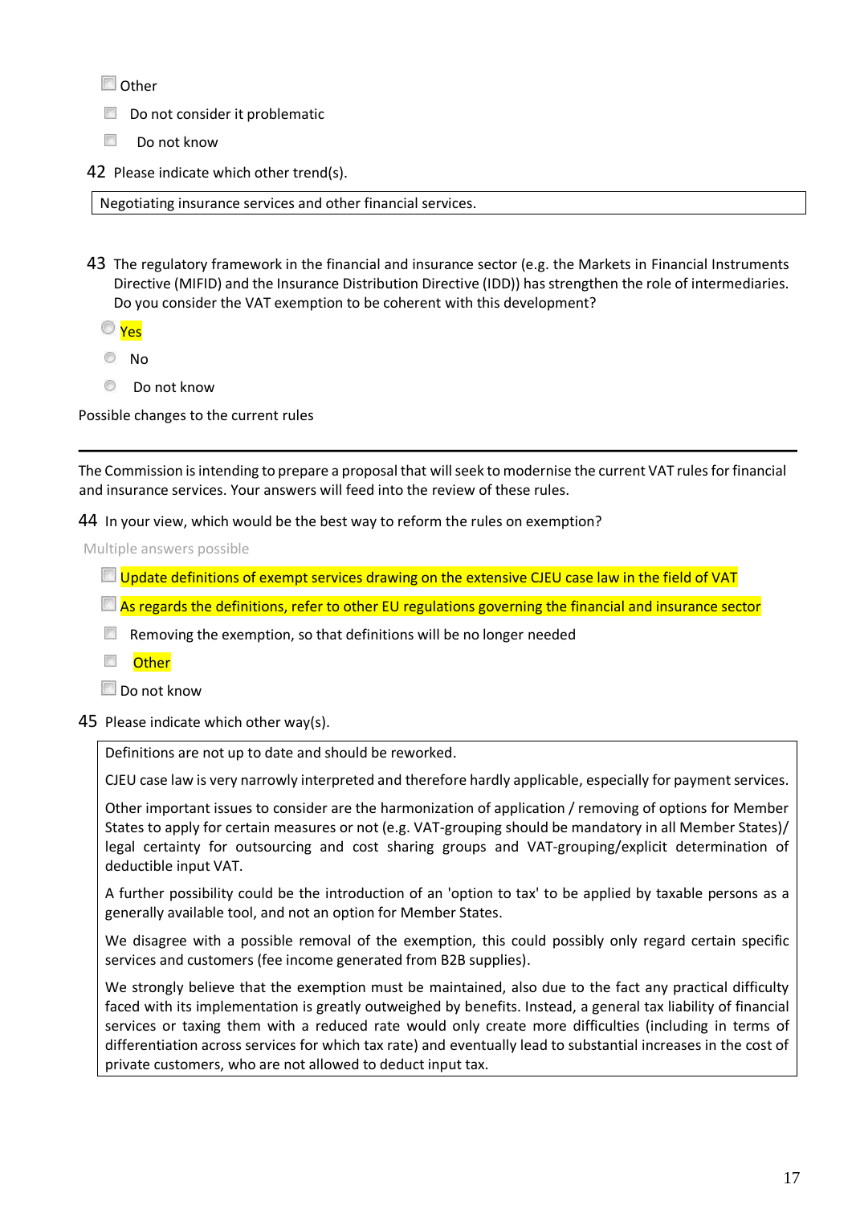- [ ] Other
- [ ] Do not consider it problematic
- [ ] Do not know

42 Please indicate which other trend(s).

| Negotiating insurance services and other financial services. |
|---|

43 The regulatory framework in the financial and insurance sector (e.g. the Markets in Financial Instruments Directive (MIFID) and the Insurance Distribution Directive (IDD)) has strengthen the role of intermediaries. Do you consider the VAT exemption to be coherent with this development?

- ( ) Yes
- ( ) No
- ( ) Do not know

Possible changes to the current rules

---

The Commission is intending to prepare a proposal that will seek to modernise the current VAT rules for financial and insurance services. Your answers will feed into the review of these rules.

44 In your view, which would be the best way to reform the rules on exemption?

Multiple answers possible

- [ ] Update definitions of exempt services drawing on the extensive CJEU case law in the field of VAT
- [ ] As regards the definitions, refer to other EU regulations governing the financial and insurance sector
- [ ] Removing the exemption, so that definitions will be no longer needed
- [ ] Other
- [ ] Do not know

45 Please indicate which other way(s).

Definitions are not up to date and should be reworked.

CJEU case law is very narrowly interpreted and therefore hardly applicable, especially for payment services.

Other important issues to consider are the harmonization of application / removing of options for Member States to apply for certain measures or not (e.g. VAT-grouping should be mandatory in all Member States)/ legal certainty for outsourcing and cost sharing groups and VAT-grouping/explicit determination of deductible input VAT.

A further possibility could be the introduction of an 'option to tax' to be applied by taxable persons as a generally available tool, and not an option for Member States.

We disagree with a possible removal of the exemption, this could possibly only regard certain specific services and customers (fee income generated from B2B supplies).

We strongly believe that the exemption must be maintained, also due to the fact any practical difficulty faced with its implementation is greatly outweighed by benefits. Instead, a general tax liability of financial services or taxing them with a reduced rate would only create more difficulties (including in terms of differentiation across services for which tax rate) and eventually lead to substantial increases in the cost of private customers, who are not allowed to deduct input tax.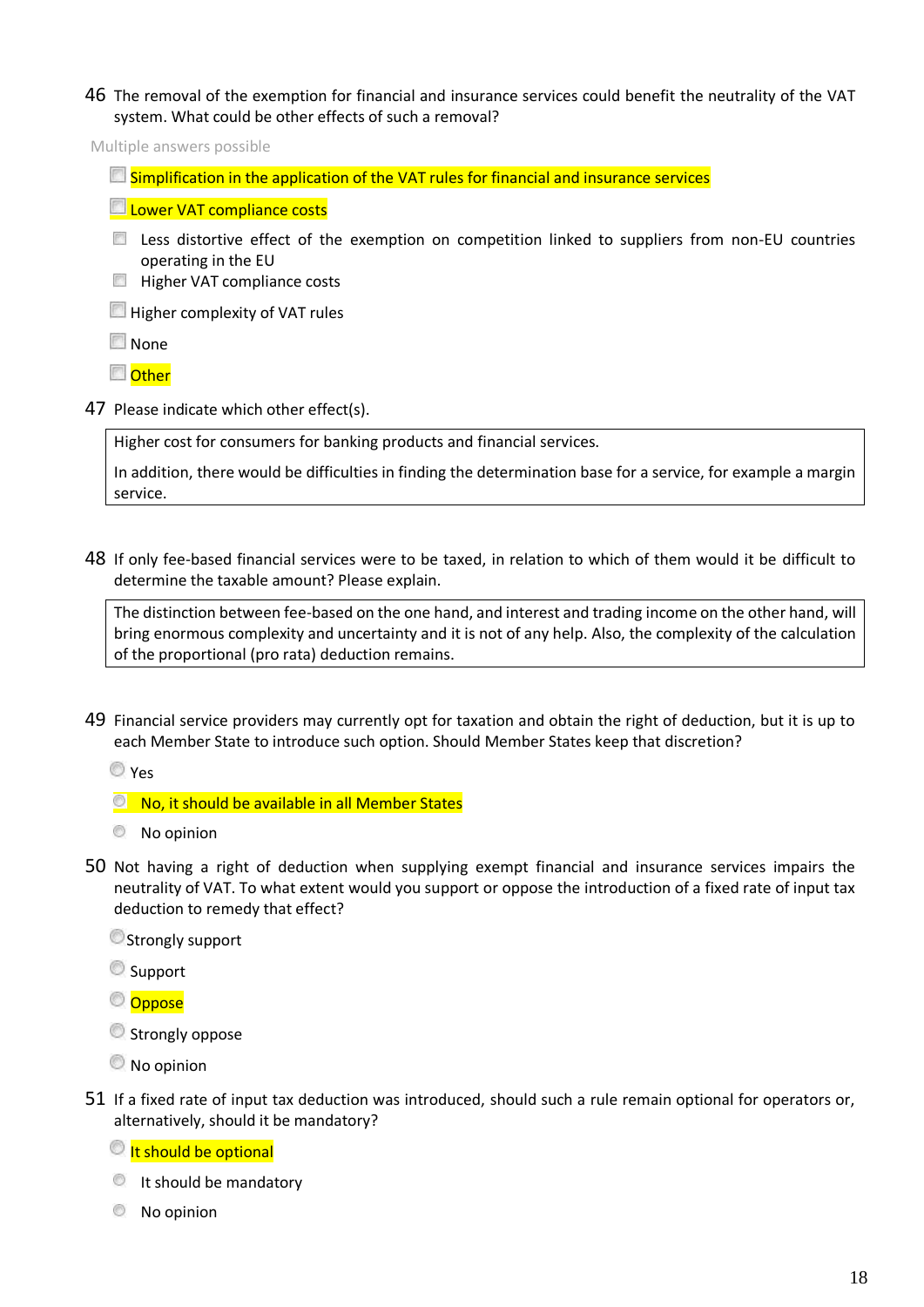46 The removal of the exemption for financial and insurance services could benefit the neutrality of the VAT system. What could be other effects of such a removal?

Multiple answers possible

- [ ] Simplification in the application of the VAT rules for financial and insurance services
- [ ] Lower VAT compliance costs
- [ ] Less distortive effect of the exemption on competition linked to suppliers from non-EU countries operating in the EU
- [ ] Higher VAT compliance costs
- [ ] Higher complexity of VAT rules
- [ ] None
- [ ] Other

47 Please indicate which other effect(s).

> Higher cost for consumers for banking products and financial services.
>
> In addition, there would be difficulties in finding the determination base for a service, for example a margin service.

48 If only fee-based financial services were to be taxed, in relation to which of them would it be difficult to determine the taxable amount? Please explain.

> The distinction between fee-based on the one hand, and interest and trading income on the other hand, will bring enormous complexity and uncertainty and it is not of any help. Also, the complexity of the calculation of the proportional (pro rata) deduction remains.

49 Financial service providers may currently opt for taxation and obtain the right of deduction, but it is up to each Member State to introduce such option. Should Member States keep that discretion?

- ( ) Yes
- ( ) No, it should be available in all Member States
- ( ) No opinion

50 Not having a right of deduction when supplying exempt financial and insurance services impairs the neutrality of VAT. To what extent would you support or oppose the introduction of a fixed rate of input tax deduction to remedy that effect?

- ( ) Strongly support
- ( ) Support
- ( ) Oppose
- ( ) Strongly oppose
- ( ) No opinion

51 If a fixed rate of input tax deduction was introduced, should such a rule remain optional for operators or, alternatively, should it be mandatory?

- ( ) It should be optional
- ( ) It should be mandatory
- ( ) No opinion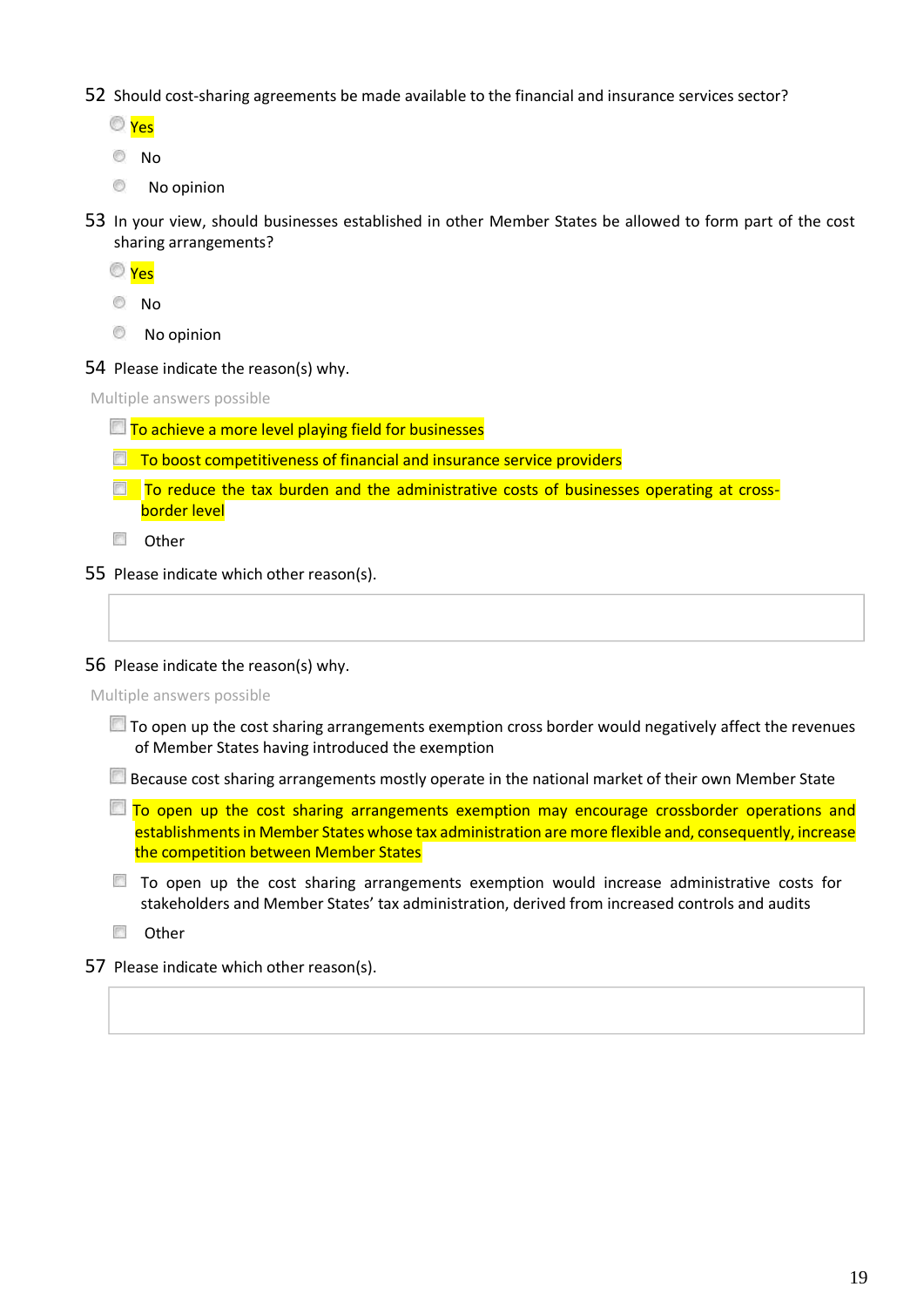52 Should cost-sharing agreements be made available to the financial and insurance services sector?

- ( ) Yes
- ( ) No
- ( ) No opinion

53 In your view, should businesses established in other Member States be allowed to form part of the cost sharing arrangements?

- ( ) Yes
- ( ) No
- ( ) No opinion

54 Please indicate the reason(s) why.

Multiple answers possible

- [ ] To achieve a more level playing field for businesses
- [ ] To boost competitiveness of financial and insurance service providers
- [ ] To reduce the tax burden and the administrative costs of businesses operating at cross-border level
- [ ] Other

55 Please indicate which other reason(s).

56 Please indicate the reason(s) why.

Multiple answers possible

- [ ] To open up the cost sharing arrangements exemption cross border would negatively affect the revenues of Member States having introduced the exemption
- [ ] Because cost sharing arrangements mostly operate in the national market of their own Member State
- [ ] To open up the cost sharing arrangements exemption may encourage crossborder operations and establishments in Member States whose tax administration are more flexible and, consequently, increase the competition between Member States
- [ ] To open up the cost sharing arrangements exemption would increase administrative costs for stakeholders and Member States' tax administration, derived from increased controls and audits
- [ ] Other

57 Please indicate which other reason(s).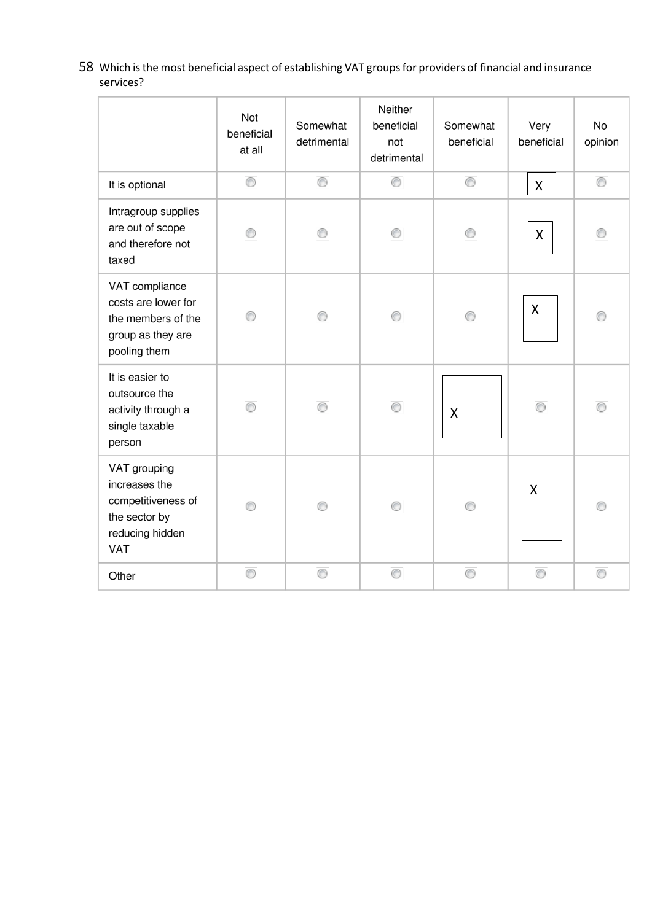58 Which is the most beneficial aspect of establishing VAT groups for providers of financial and insurance services?

| | Not beneficial at all | Somewhat detrimental | Neither beneficial not detrimental | Somewhat beneficial | Very beneficial | No opinion |
|---|---|---|---|---|---|---|
| It is optional | | | | | X | |
| Intragroup supplies are out of scope and therefore not taxed | | | | | X | |
| VAT compliance costs are lower for the members of the group as they are pooling them | | | | | X | |
| It is easier to outsource the activity through a single taxable person | | | | X | | |
| VAT grouping increases the competitiveness of the sector by reducing hidden VAT | | | | | X | |
| Other | | | | | | |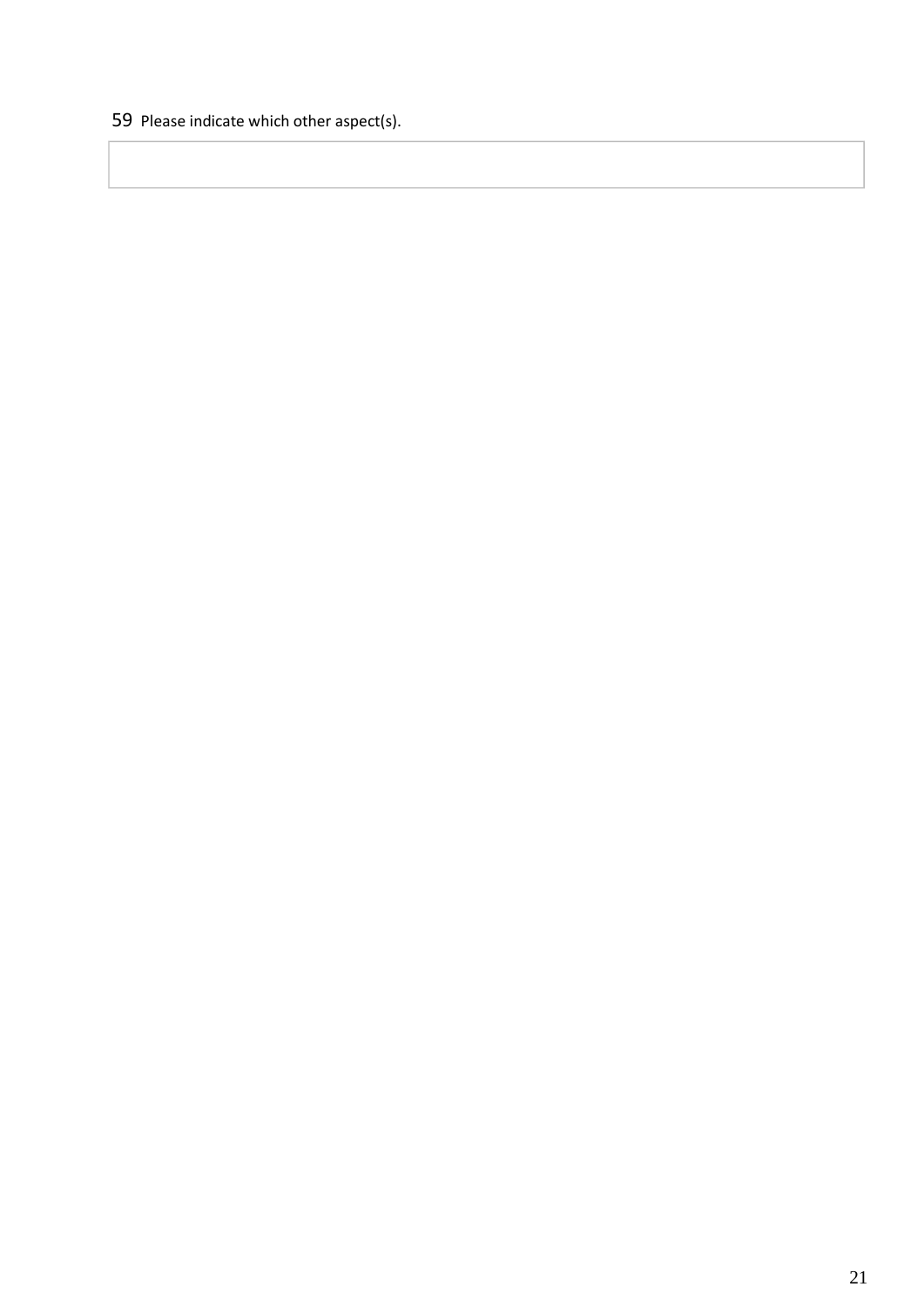59 Please indicate which other aspect(s).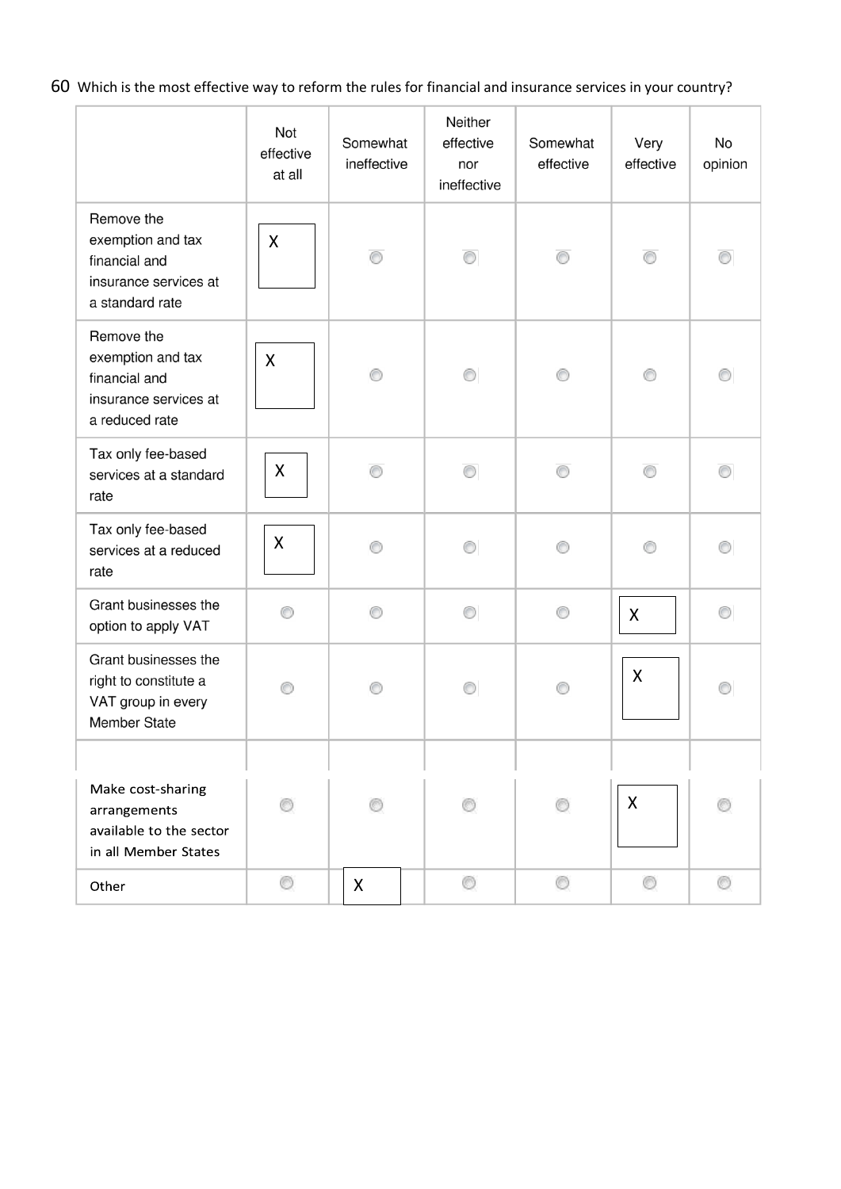60 Which is the most effective way to reform the rules for financial and insurance services in your country?

| | Not effective at all | Somewhat ineffective | Neither effective nor ineffective | Somewhat effective | Very effective | No opinion |
|---|---|---|---|---|---|---|
| Remove the exemption and tax financial and insurance services at a standard rate | X | | | | | |
| Remove the exemption and tax financial and insurance services at a reduced rate | X | | | | | |
| Tax only fee-based services at a standard rate | X | | | | | |
| Tax only fee-based services at a reduced rate | X | | | | | |
| Grant businesses the option to apply VAT | | | | | X | |
| Grant businesses the right to constitute a VAT group in every Member State | | | | | X | |
| | | | | | | |
| Make cost-sharing arrangements available to the sector in all Member States | | | | | X | |
| Other | | X | | | | |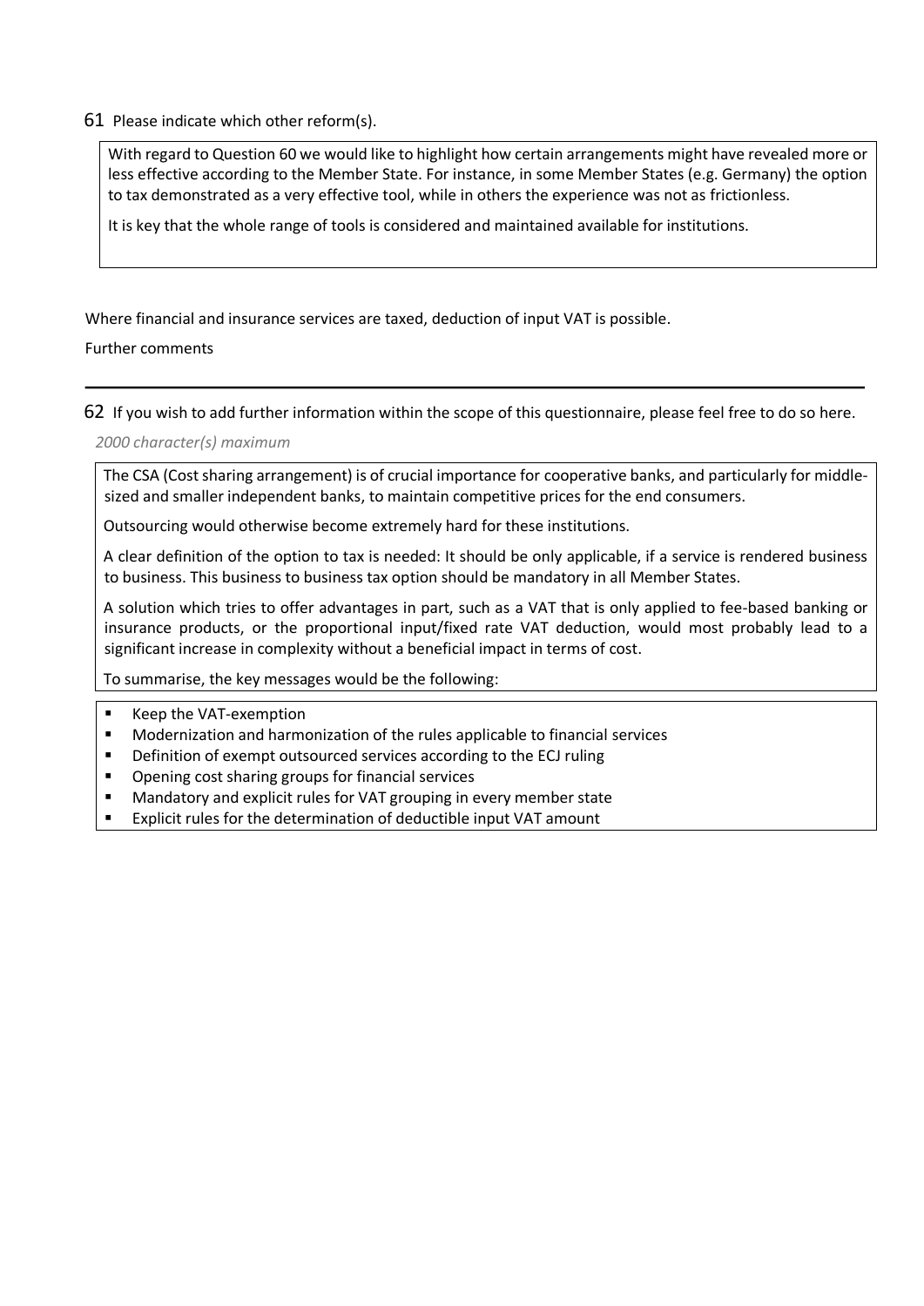61 Please indicate which other reform(s).

With regard to Question 60 we would like to highlight how certain arrangements might have revealed more or less effective according to the Member State. For instance, in some Member States (e.g. Germany) the option to tax demonstrated as a very effective tool, while in others the experience was not as frictionless.

It is key that the whole range of tools is considered and maintained available for institutions.

Where financial and insurance services are taxed, deduction of input VAT is possible.

Further comments

---

62 If you wish to add further information within the scope of this questionnaire, please feel free to do so here.

*2000 character(s) maximum*

The CSA (Cost sharing arrangement) is of crucial importance for cooperative banks, and particularly for middle-sized and smaller independent banks, to maintain competitive prices for the end consumers.

Outsourcing would otherwise become extremely hard for these institutions.

A clear definition of the option to tax is needed: It should be only applicable, if a service is rendered business to business. This business to business tax option should be mandatory in all Member States.

A solution which tries to offer advantages in part, such as a VAT that is only applied to fee-based banking or insurance products, or the proportional input/fixed rate VAT deduction, would most probably lead to a significant increase in complexity without a beneficial impact in terms of cost.

To summarise, the key messages would be the following:

- Keep the VAT-exemption
- Modernization and harmonization of the rules applicable to financial services
- Definition of exempt outsourced services according to the ECJ ruling
- Opening cost sharing groups for financial services
- Mandatory and explicit rules for VAT grouping in every member state
- Explicit rules for the determination of deductible input VAT amount